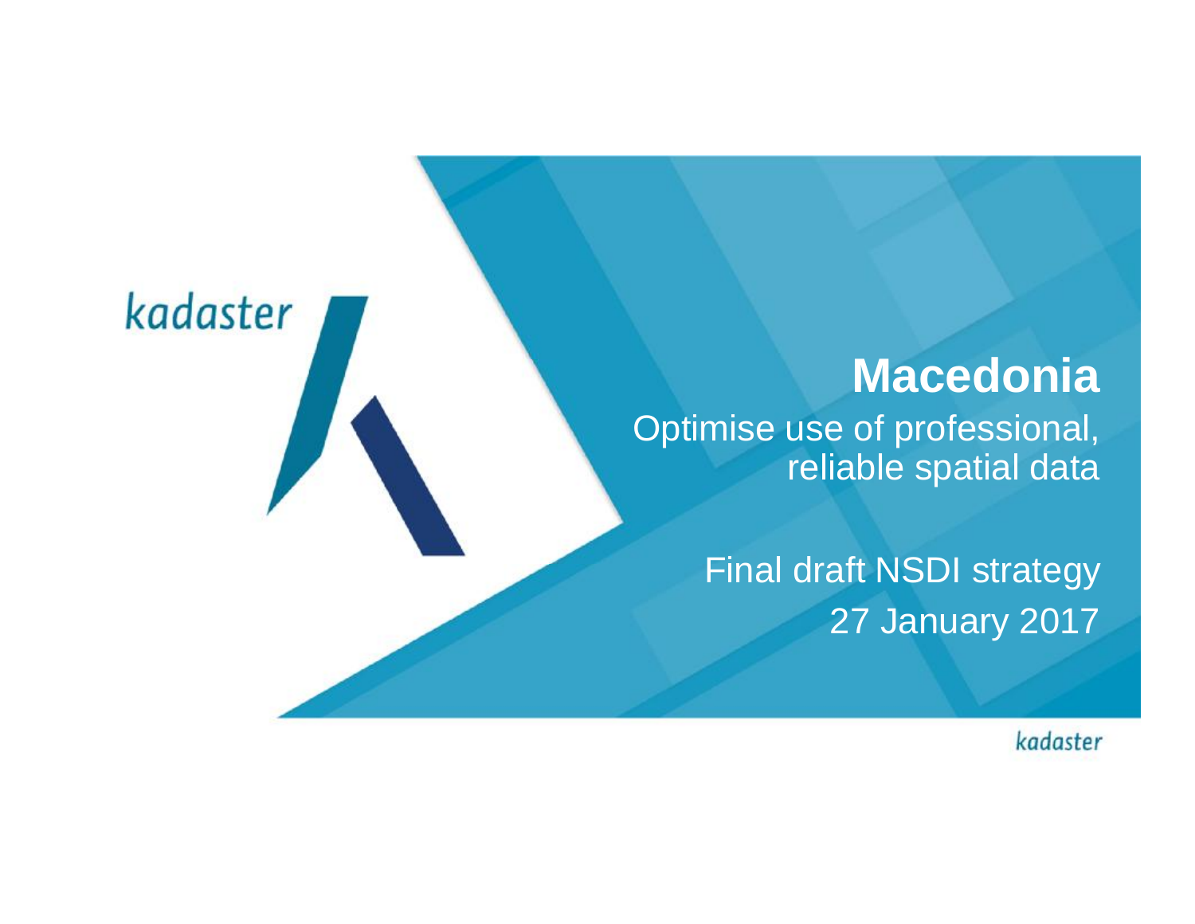# Macedonia

Optimise use of professional, reliable spatial data

Final draft NSDI strategy

27 January 2017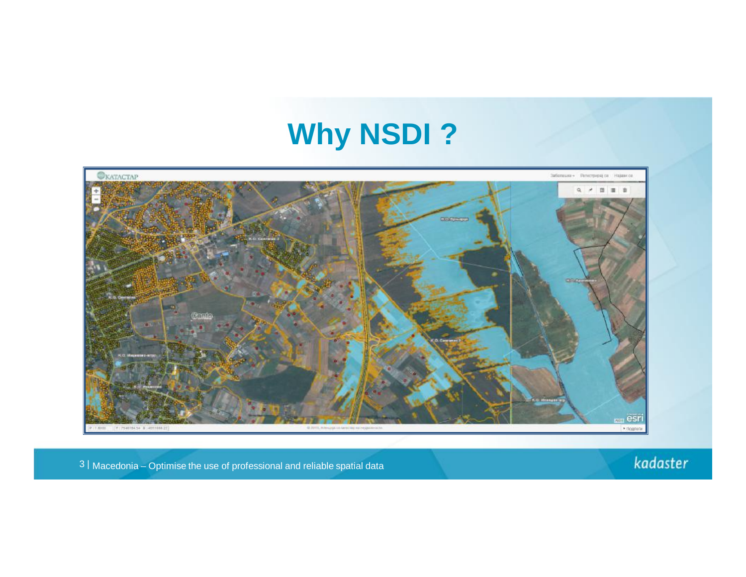# Why NSDI ?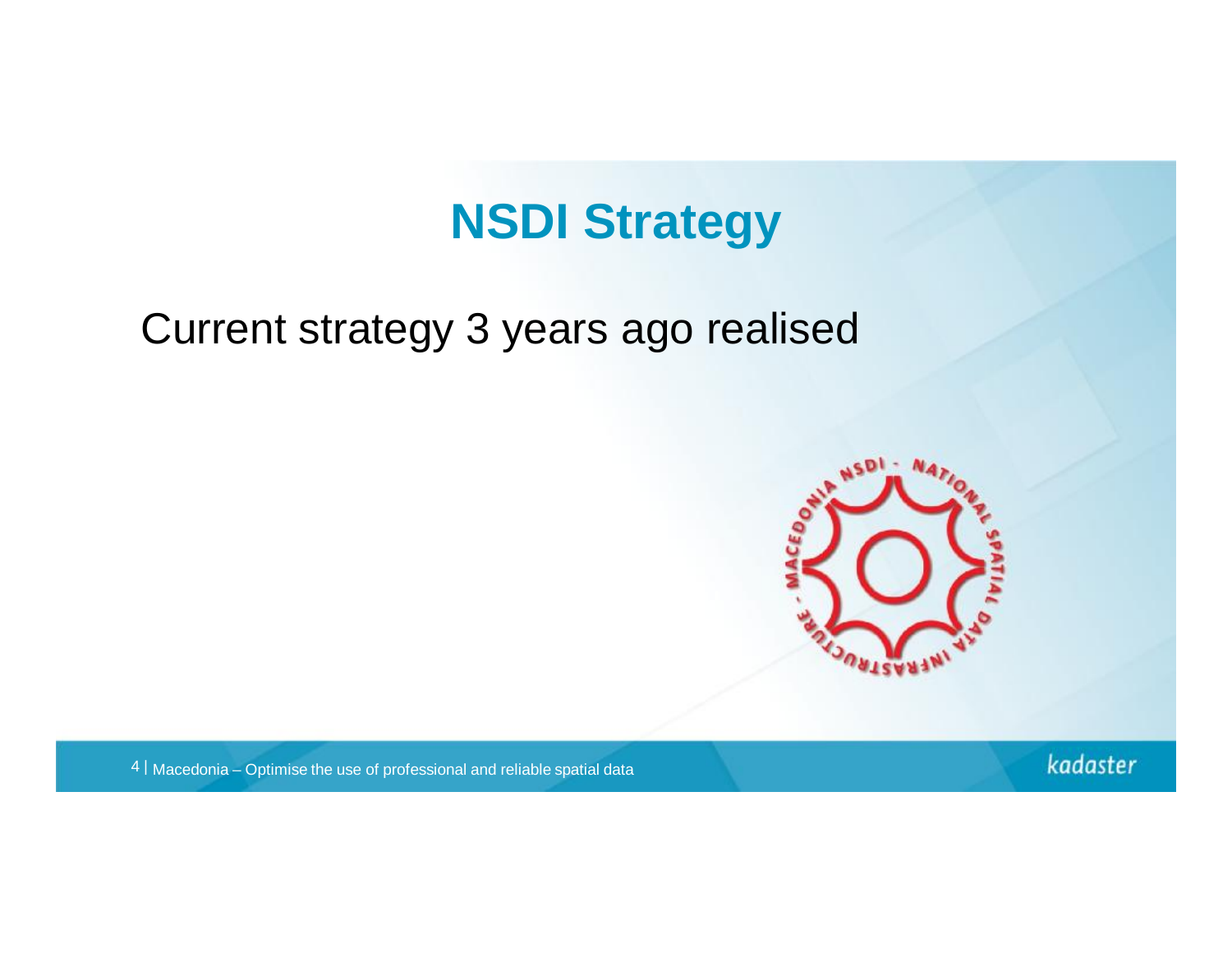# NSDI Strategy

Current strategy 3 years ago realised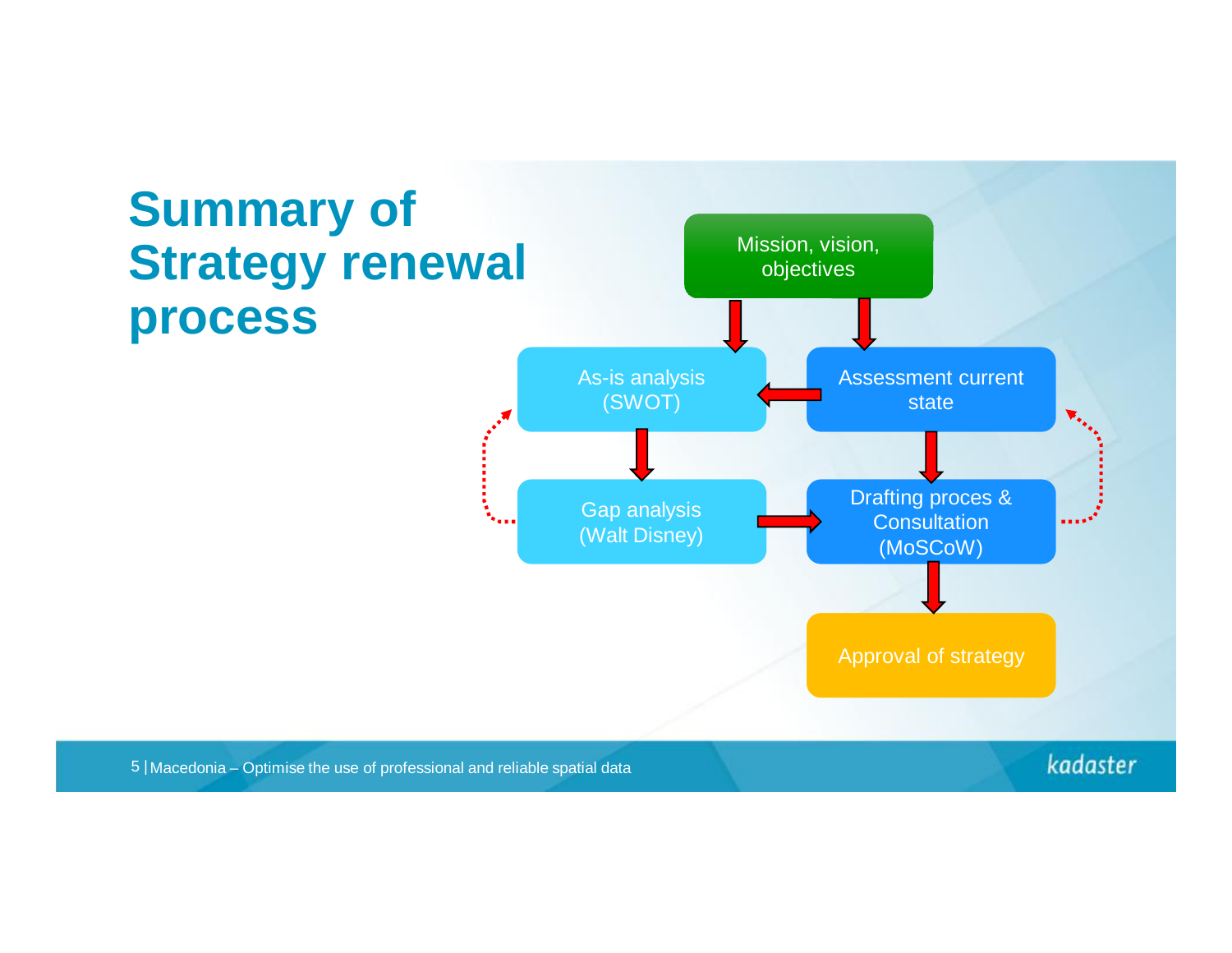# Summary of Strategy renewal process

Mission, vision, objectives

As-is analysis (SWOT)

Assessment current state

Gap analysis (Walt Disney)

Drafting proces & Consultation (MoSCoW)

Approval of strategy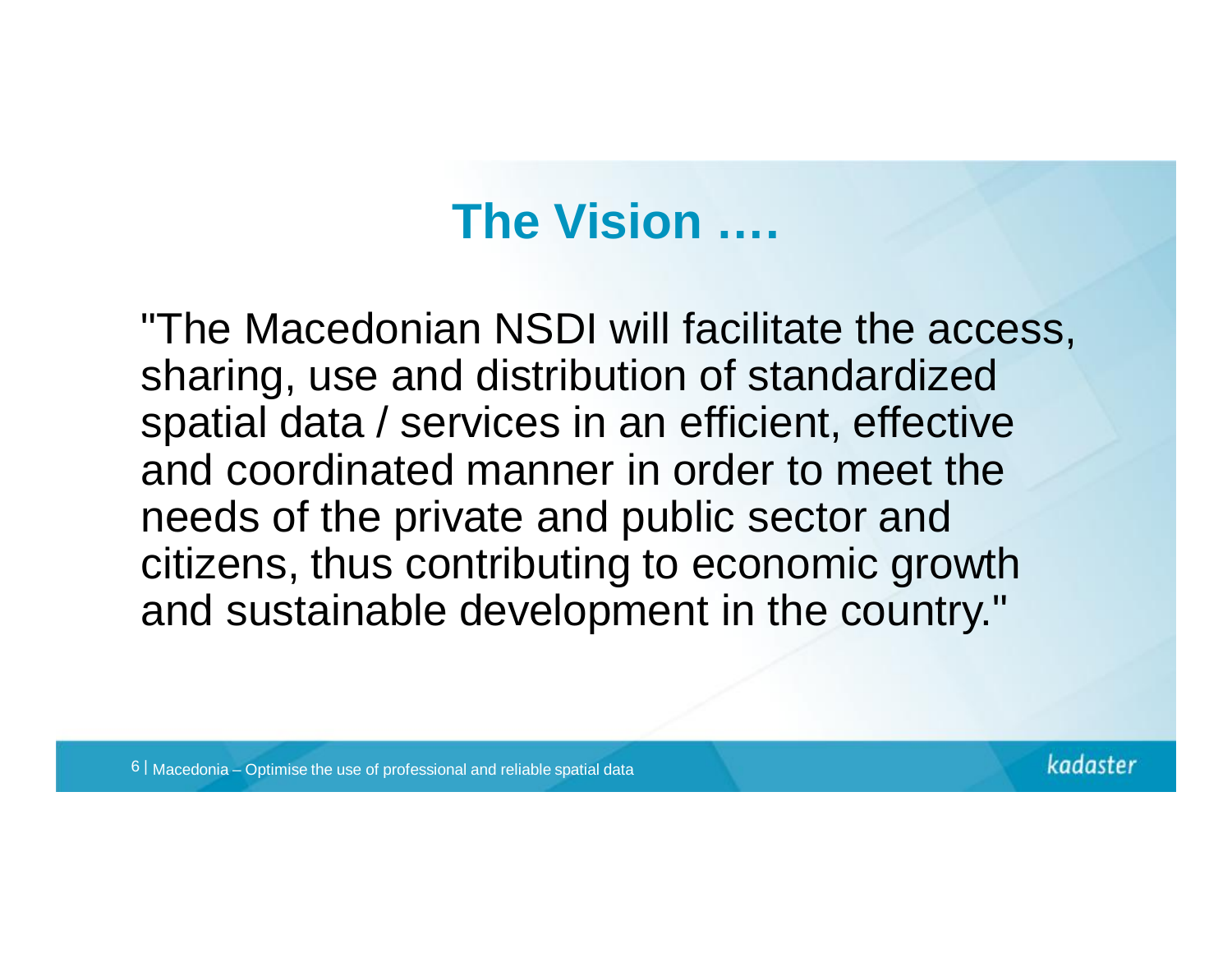# The Vision ….

"The Macedonian NSDI will facilitate the access, sharing, use and distribution of standardized spatial data / services in an efficient, effective and coordinated manner in order to meet the needs of the private and public sector and citizens, thus contributing to economic growth and sustainable development in the country."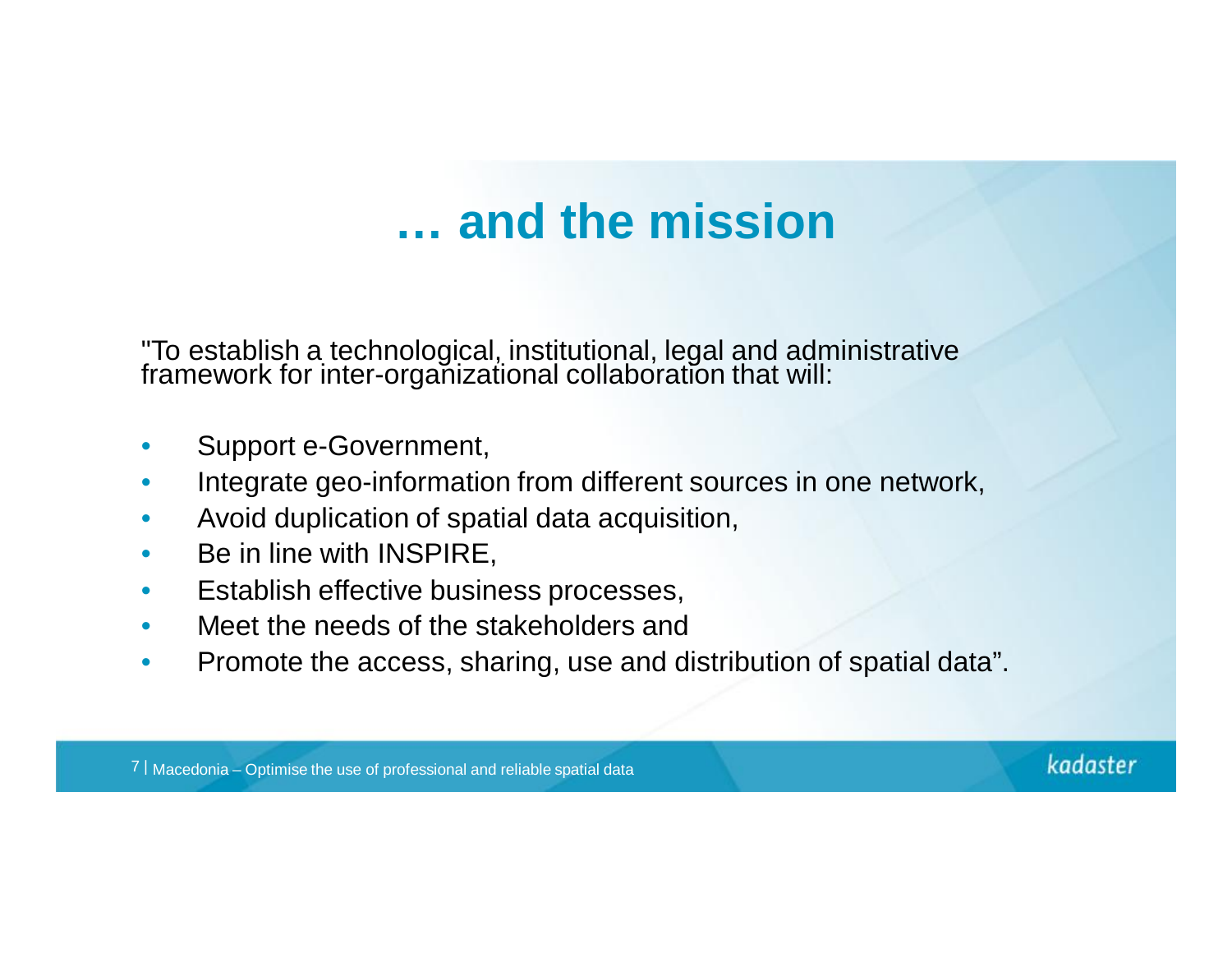# … and the mission

"To establish a technological, institutional, legal and administrative framework for inter-organizational collaboration that will:

- Support e-Government,
- Integrate geo-information from different sources in one network,
- Avoid duplication of spatial data acquisition,
- Be in line with INSPIRE,
- Establish effective business processes,
- Meet the needs of the stakeholders and
- Promote the access, sharing, use and distribution of spatial data".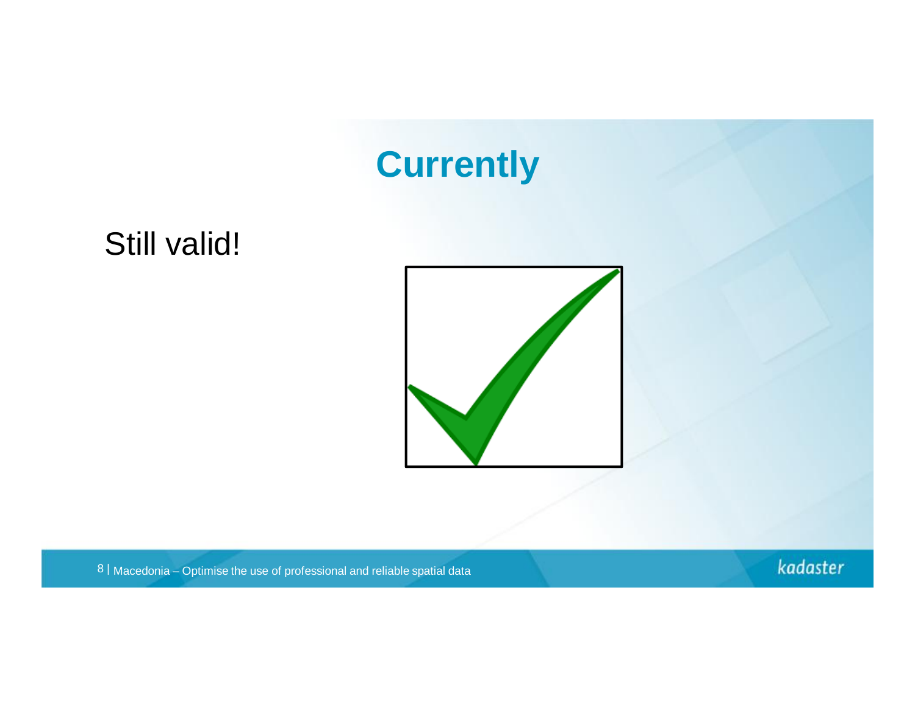# Currently

Still valid!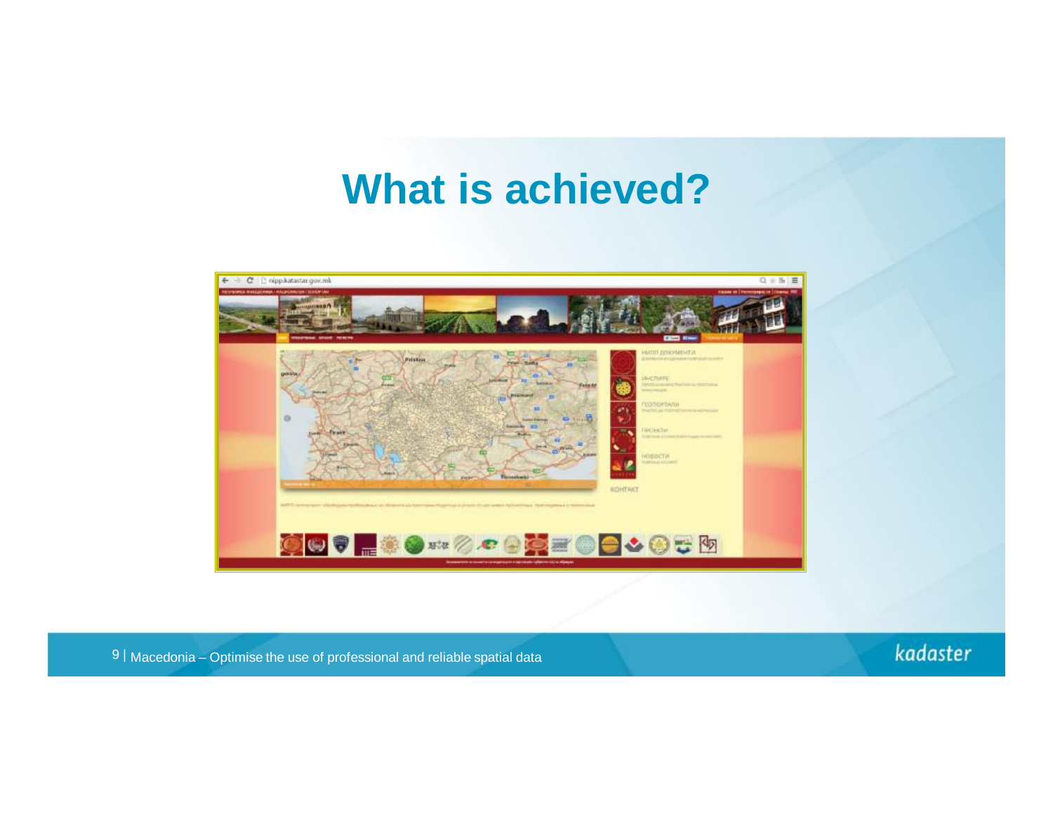# What is achieved?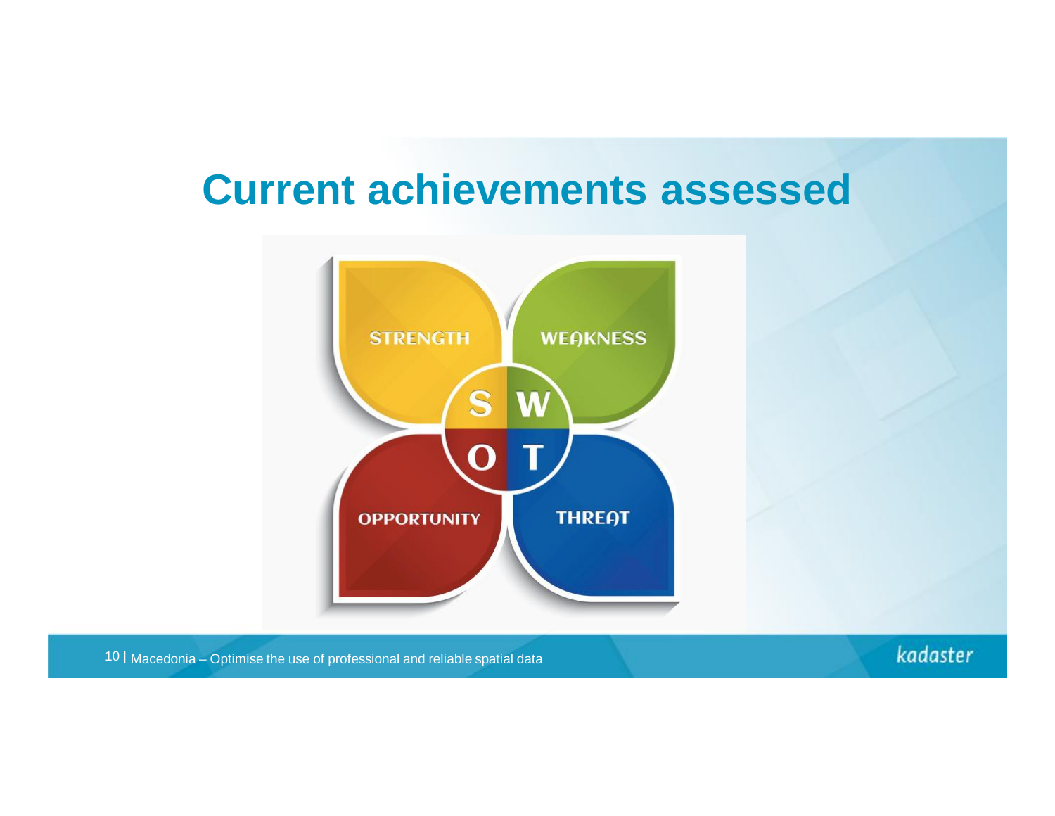# Current achievements assessed

STRENGTH

WEAKNESS

S W

O T

OPPORTUNITY

THREAT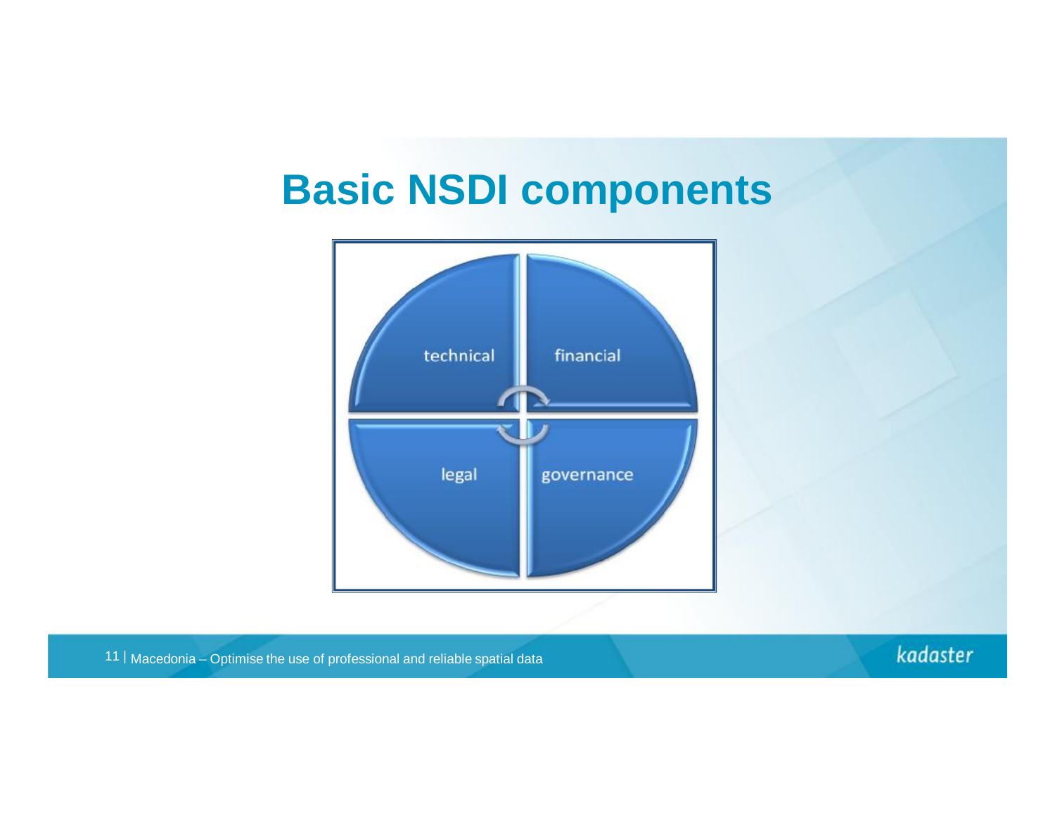# Basic NSDI components

technical

financial

legal

governance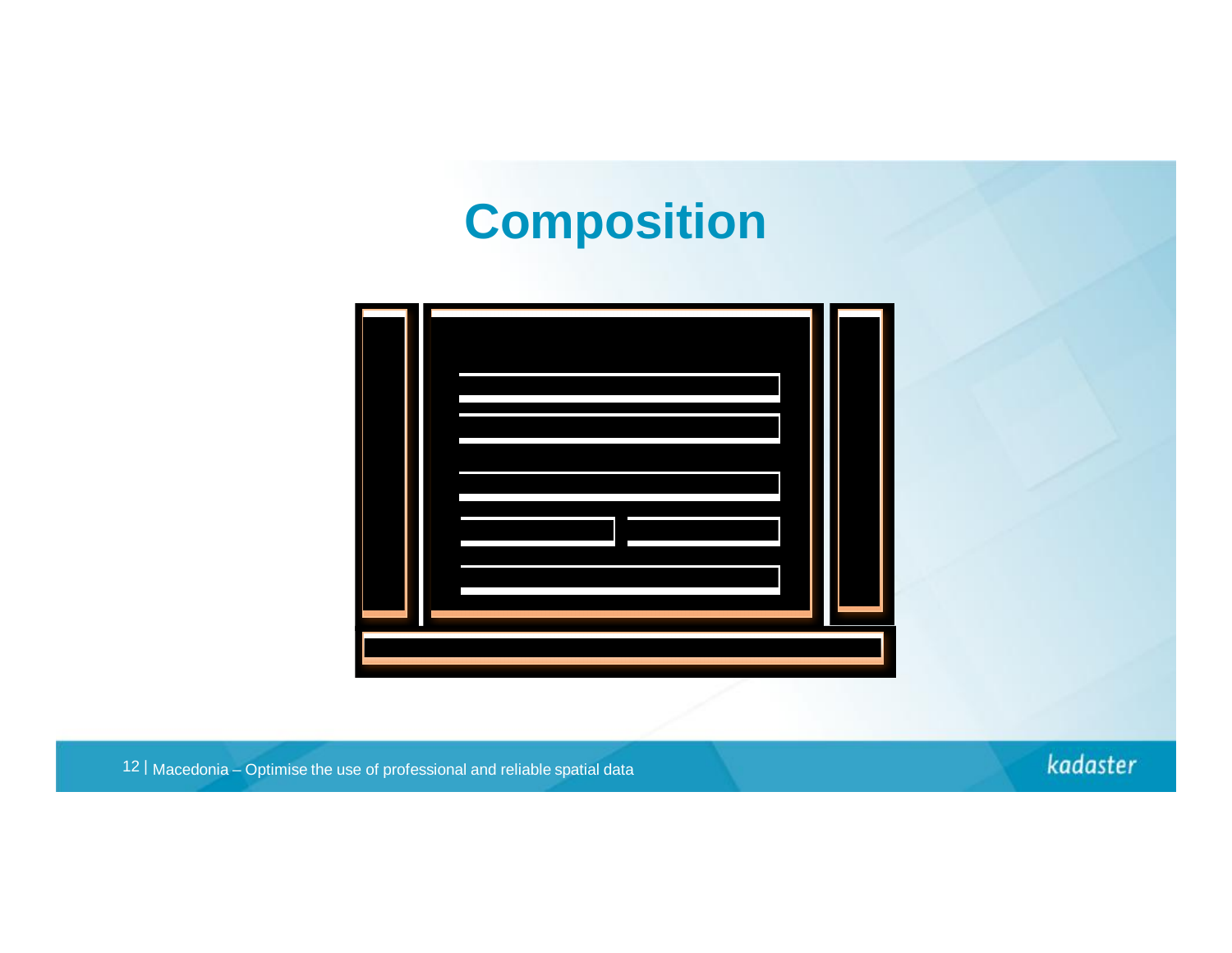# Composition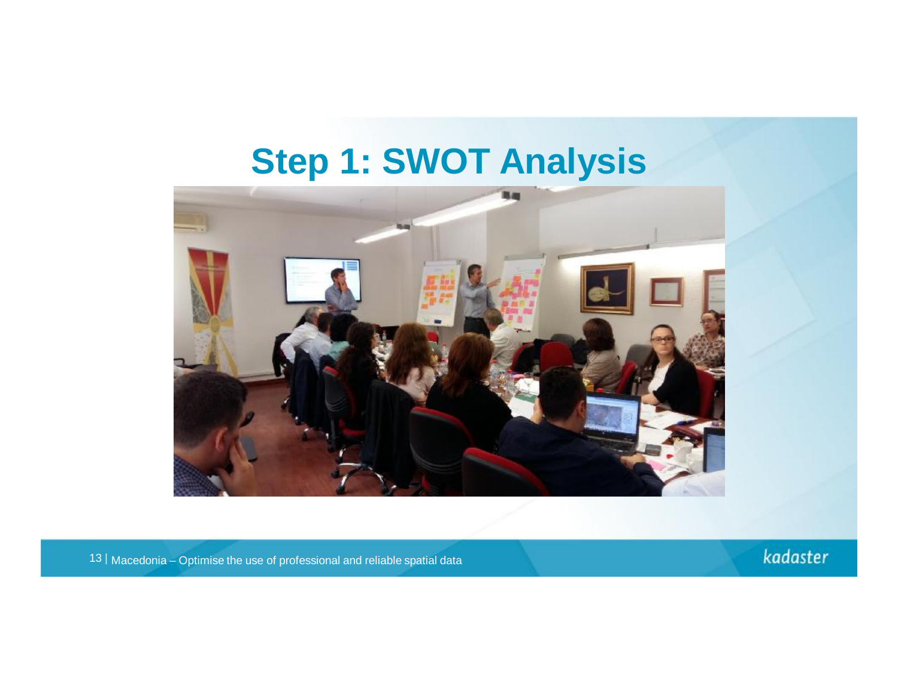# Step 1: SWOT Analysis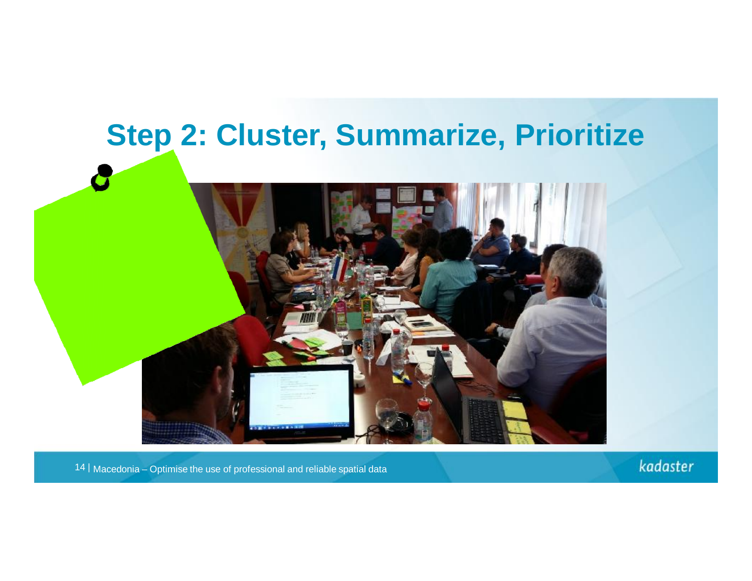# Step 2: Cluster, Summarize, Prioritize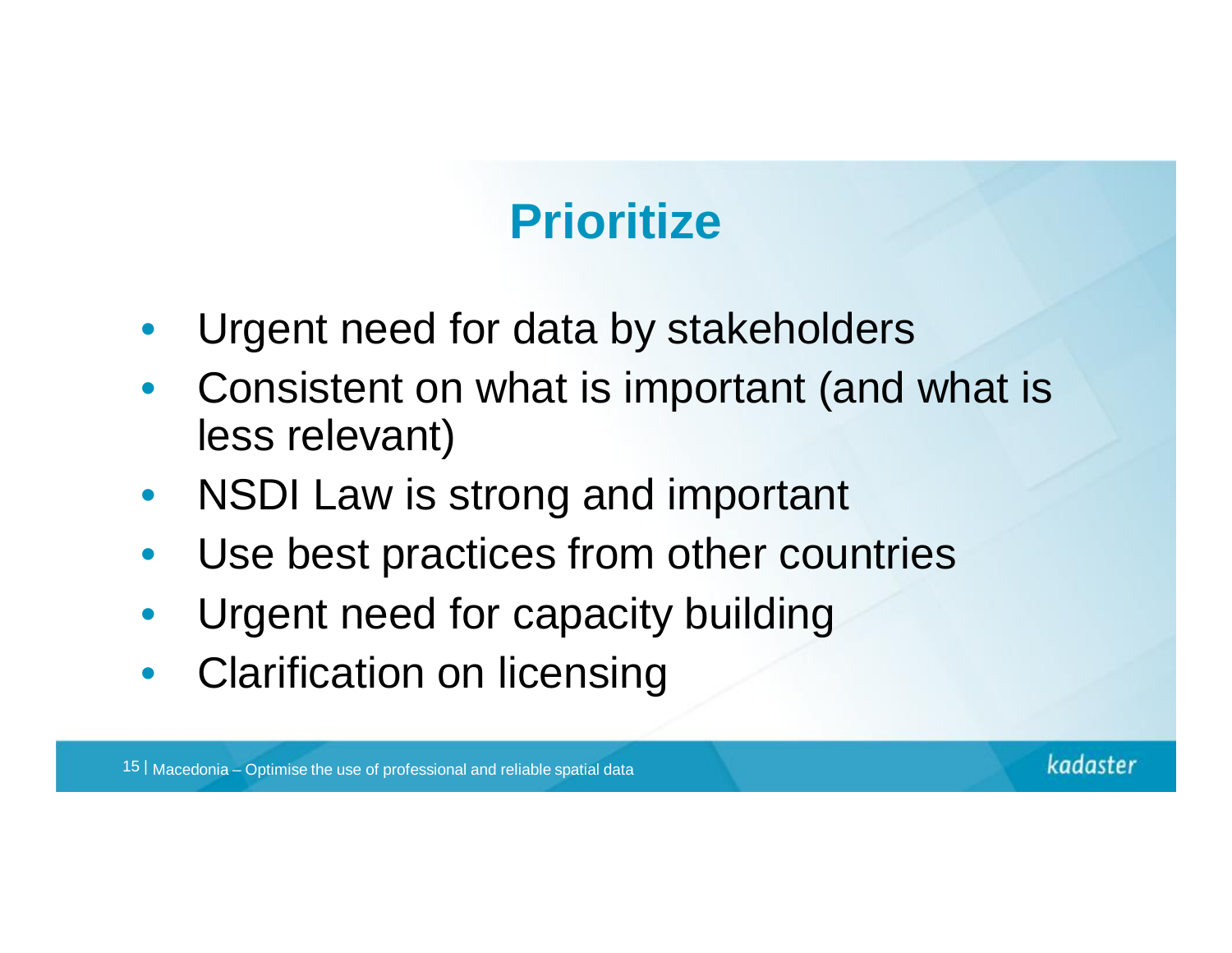# Prioritize

- Urgent need for data by stakeholders
- Consistent on what is important (and what is less relevant)
- NSDI Law is strong and important
- Use best practices from other countries
- Urgent need for capacity building
- Clarification on licensing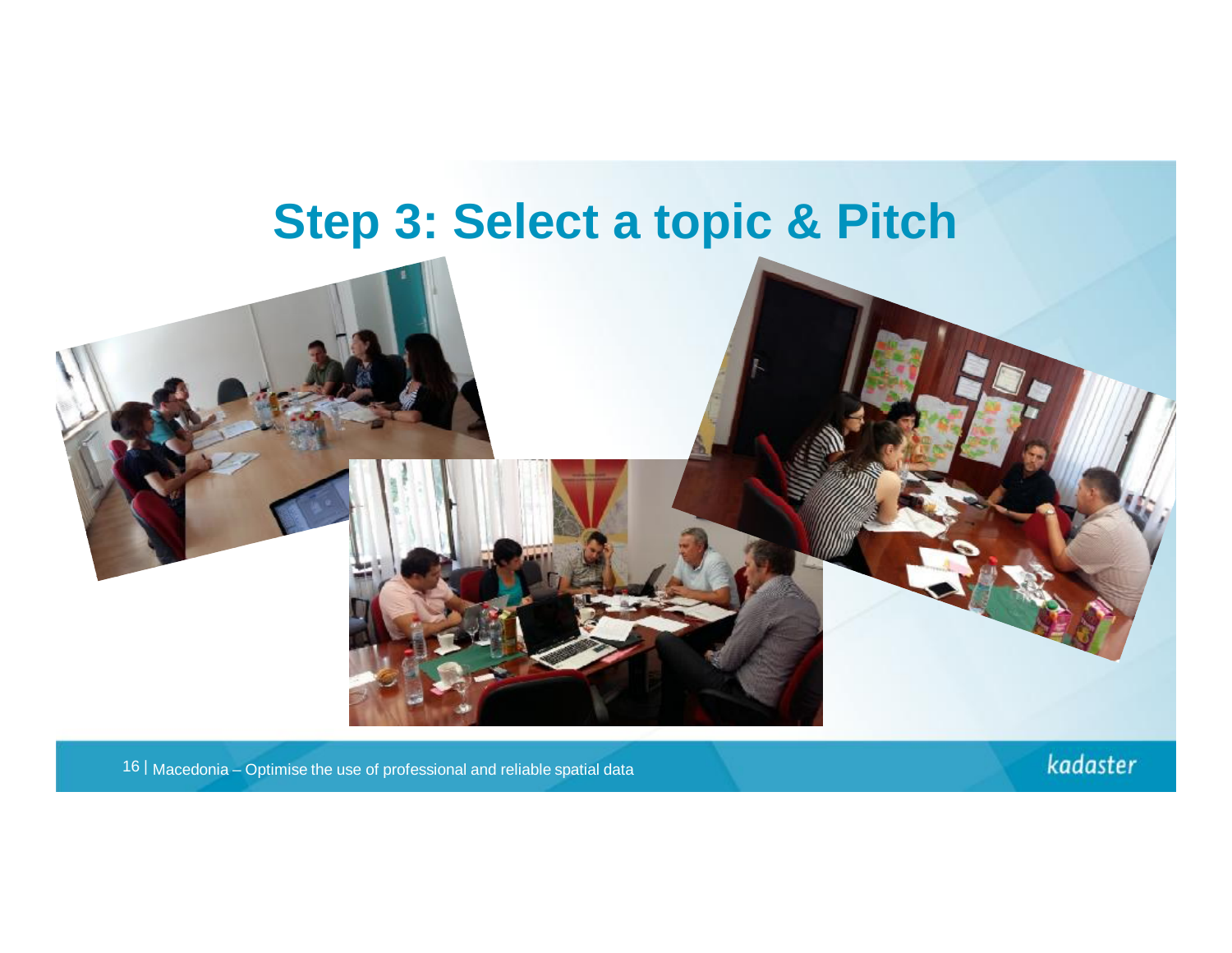# Step 3: Select a topic & Pitch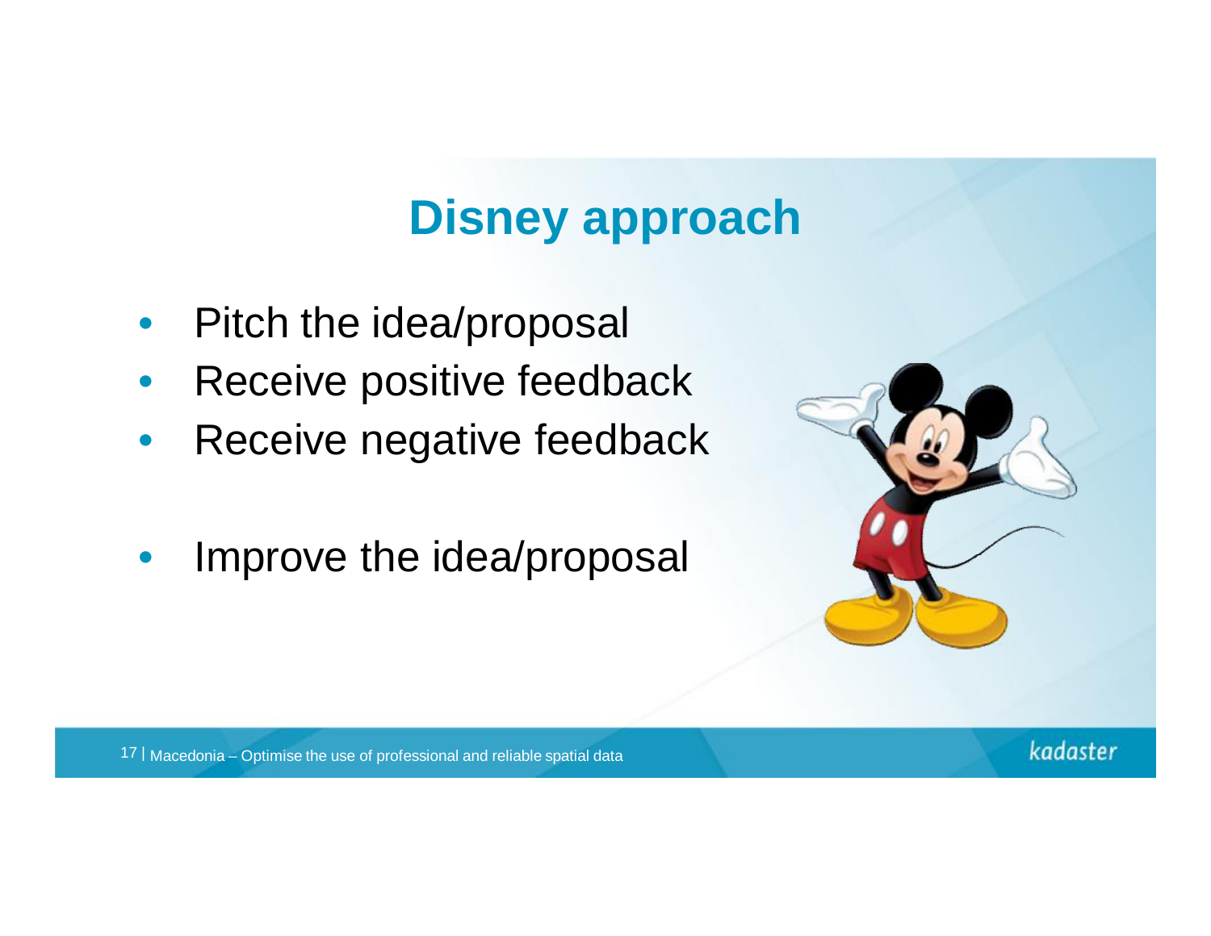# Disney approach

- Pitch the idea/proposal
- Receive positive feedback
- Receive negative feedback

- Improve the idea/proposal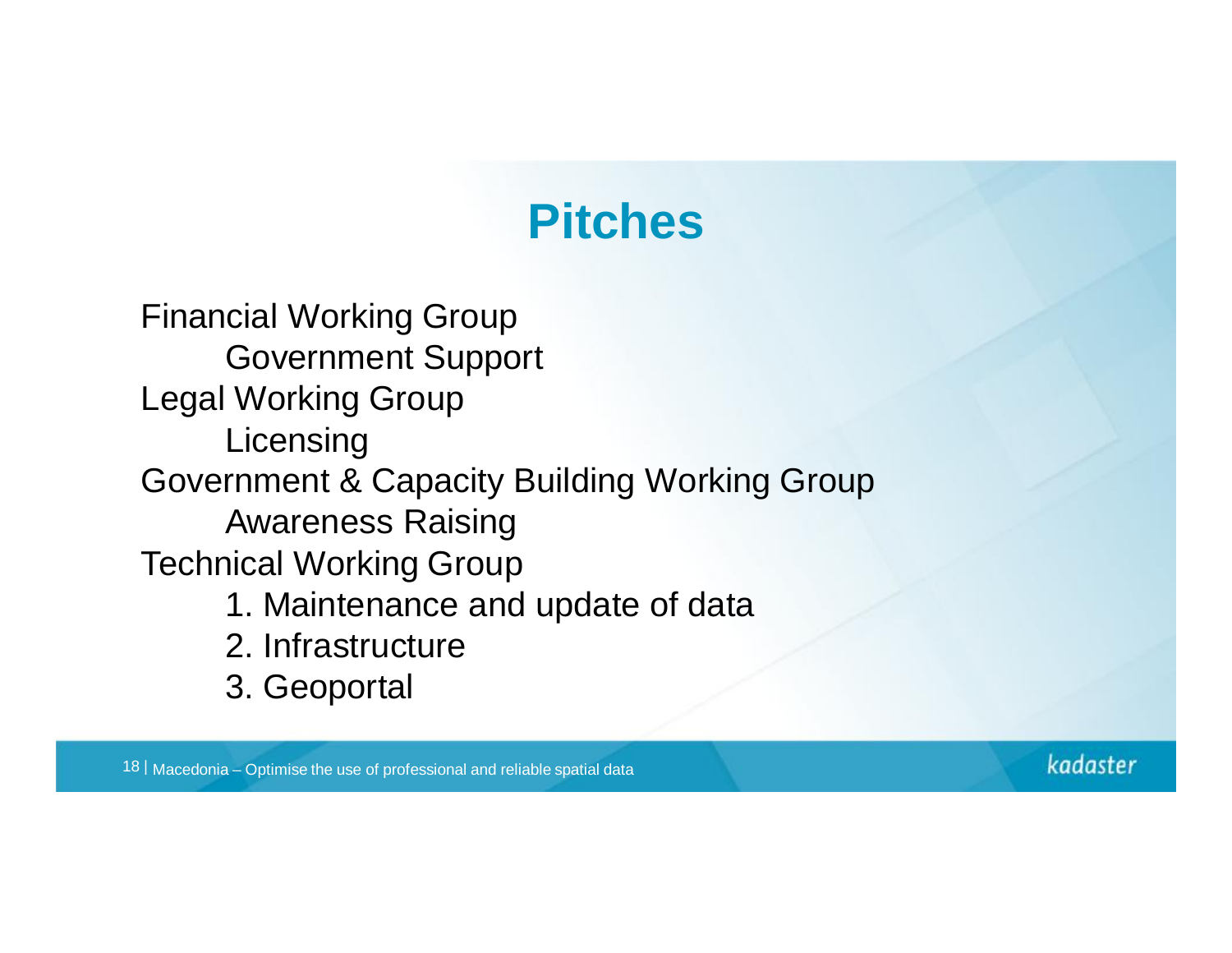# Pitches

- Financial Working Group
  - Government Support
- Legal Working Group
  - Licensing
- Government & Capacity Building Working Group
  - Awareness Raising
- Technical Working Group
  1. Maintenance and update of data
  2. Infrastructure
  3. Geoportal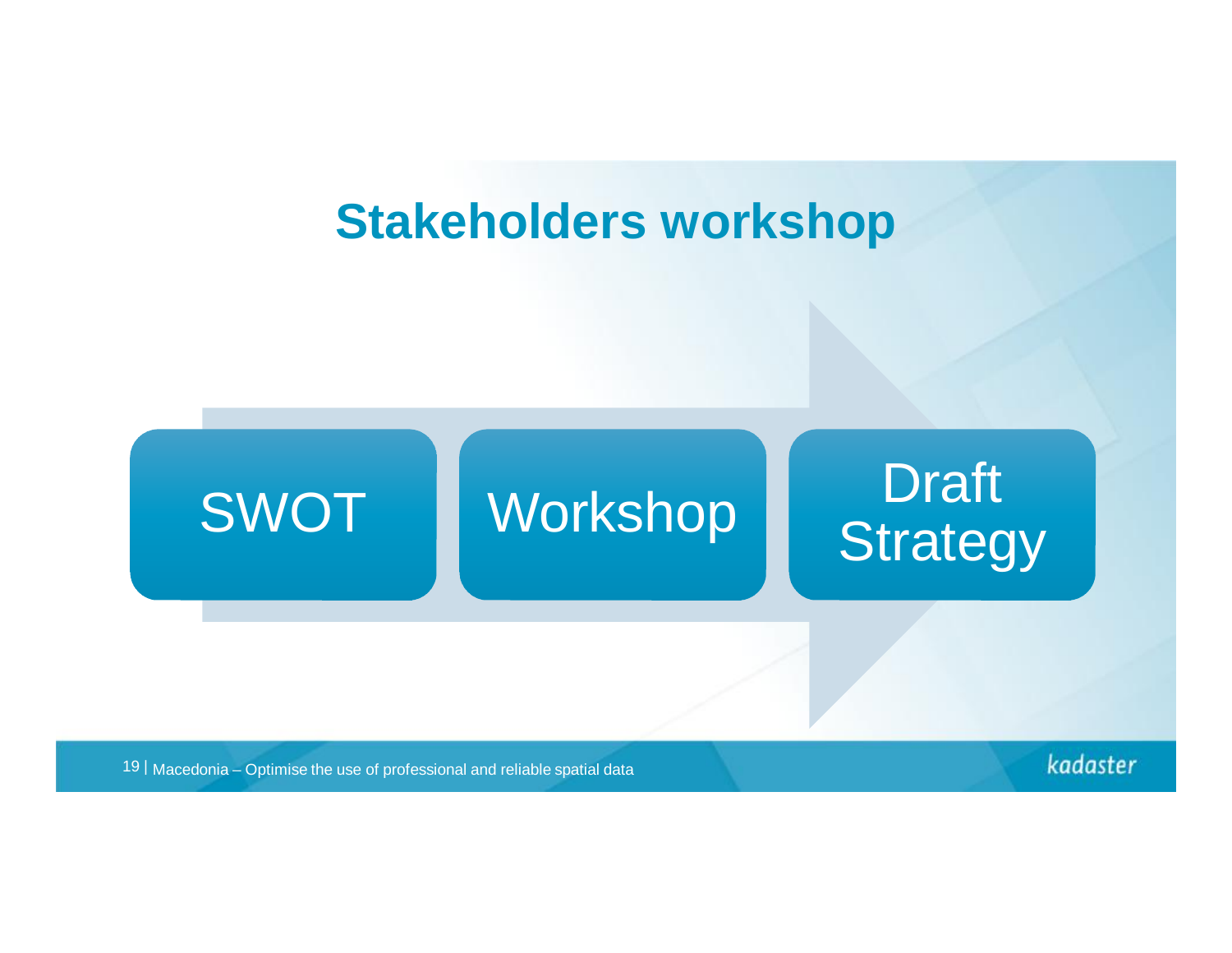# Stakeholders workshop

SWOT → Workshop → Draft Strategy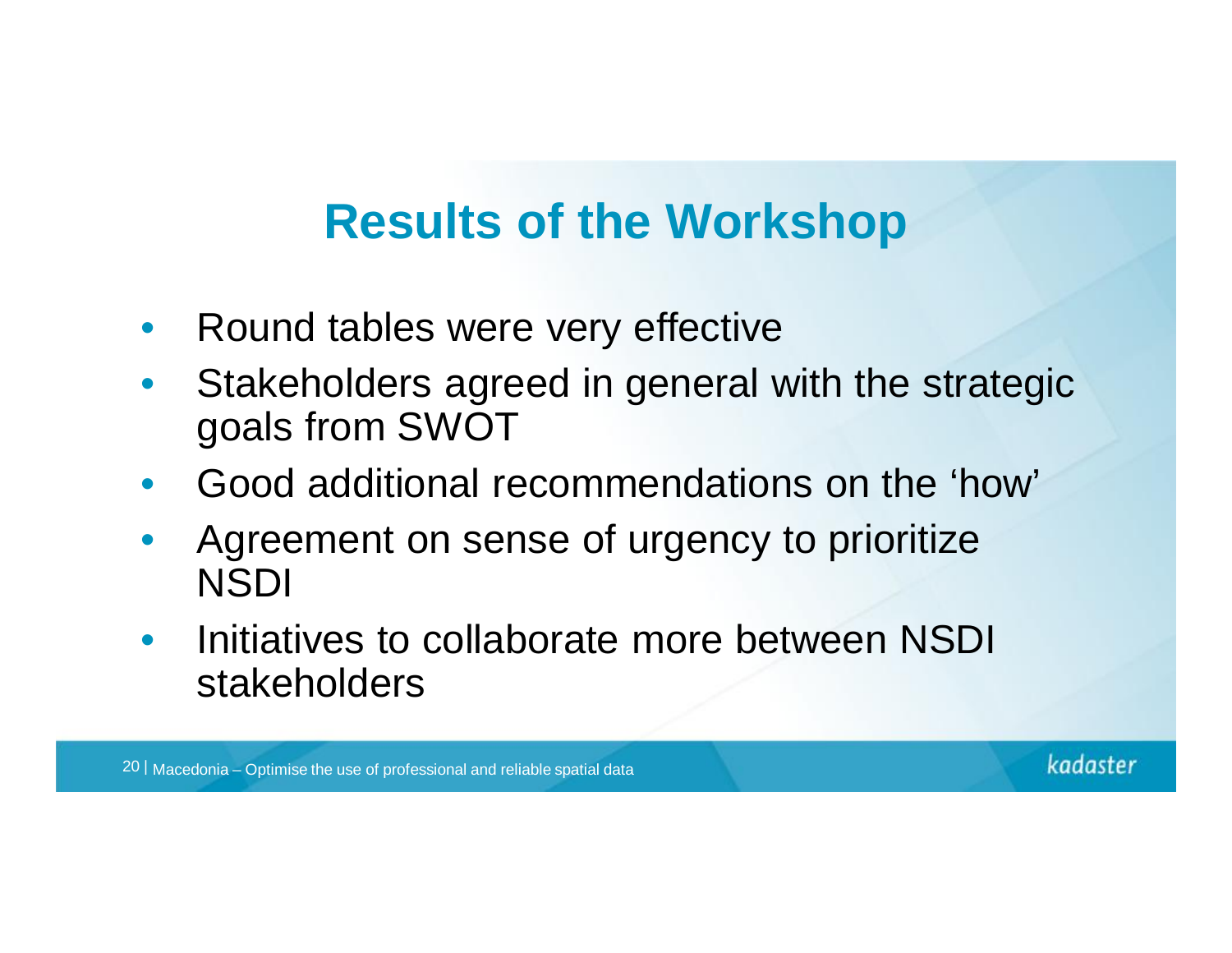# Results of the Workshop

- Round tables were very effective
- Stakeholders agreed in general with the strategic goals from SWOT
- Good additional recommendations on the 'how'
- Agreement on sense of urgency to prioritize NSDI
- Initiatives to collaborate more between NSDI stakeholders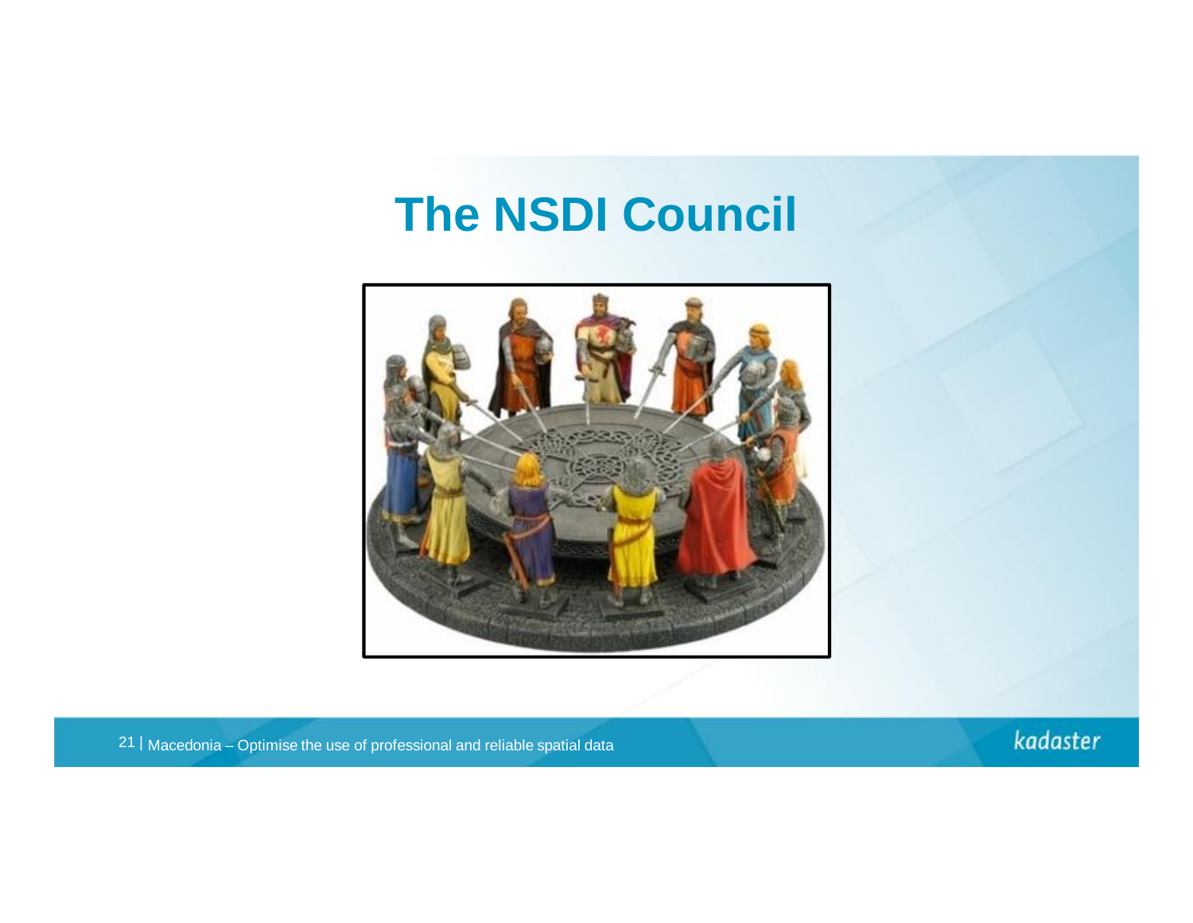# The NSDI Council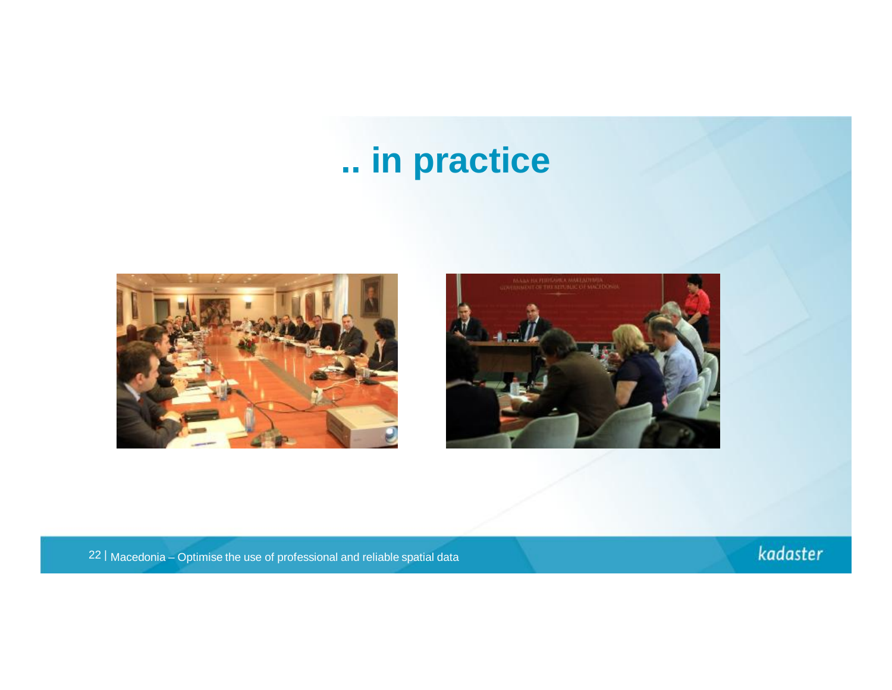# .. in practice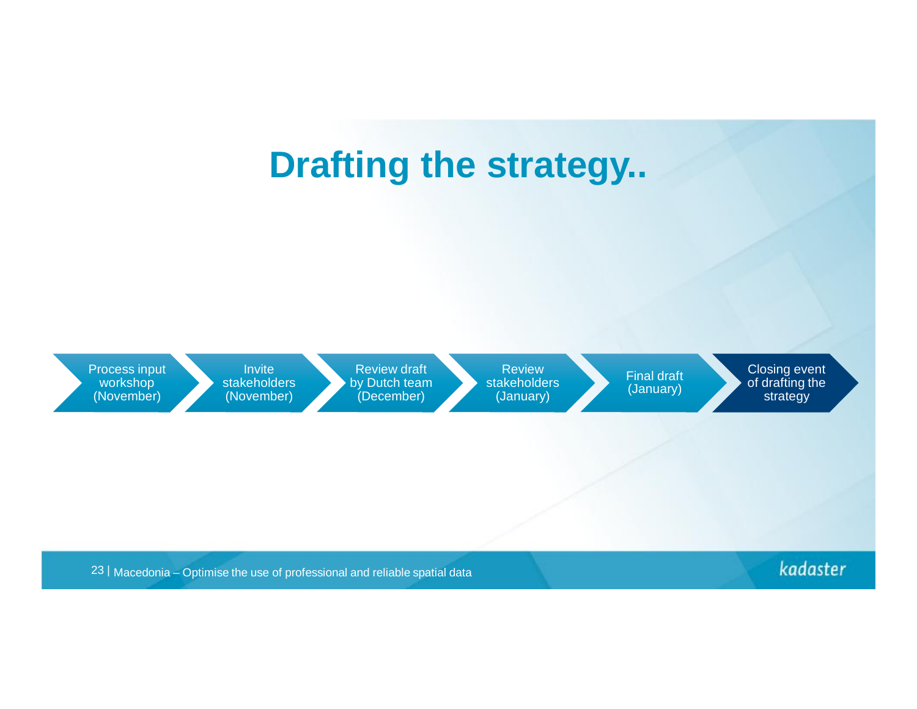# Drafting the strategy..

1. Process input workshop (November)
2. Invite stakeholders (November)
3. Review draft by Dutch team (December)
4. Review stakeholders (January)
5. Final draft (January)
6. Closing event of drafting the strategy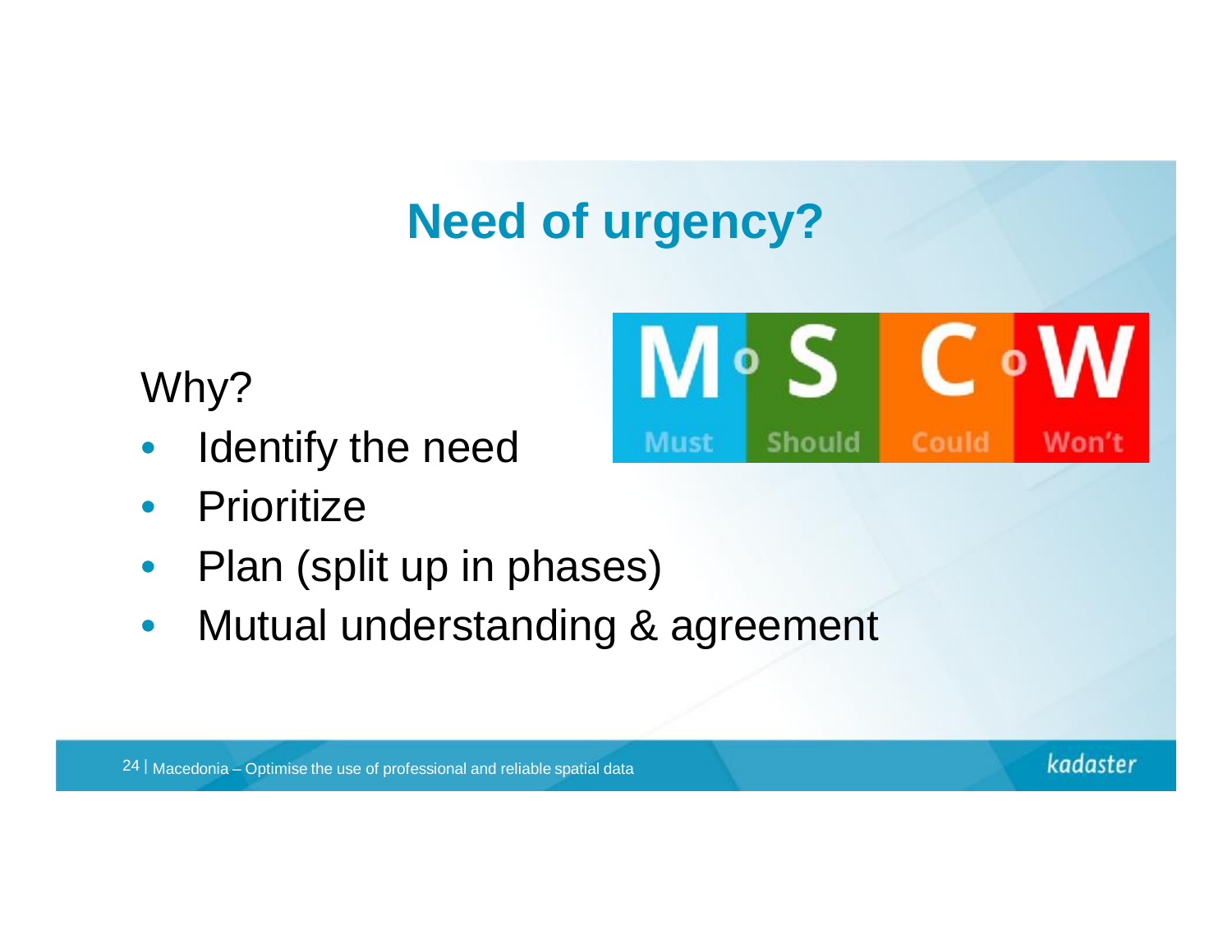# Need of urgency?

Why?

- Identify the need
- Prioritize
- Plan (split up in phases)
- Mutual understanding & agreement

MoSCoW

Must | Should | Could | Won't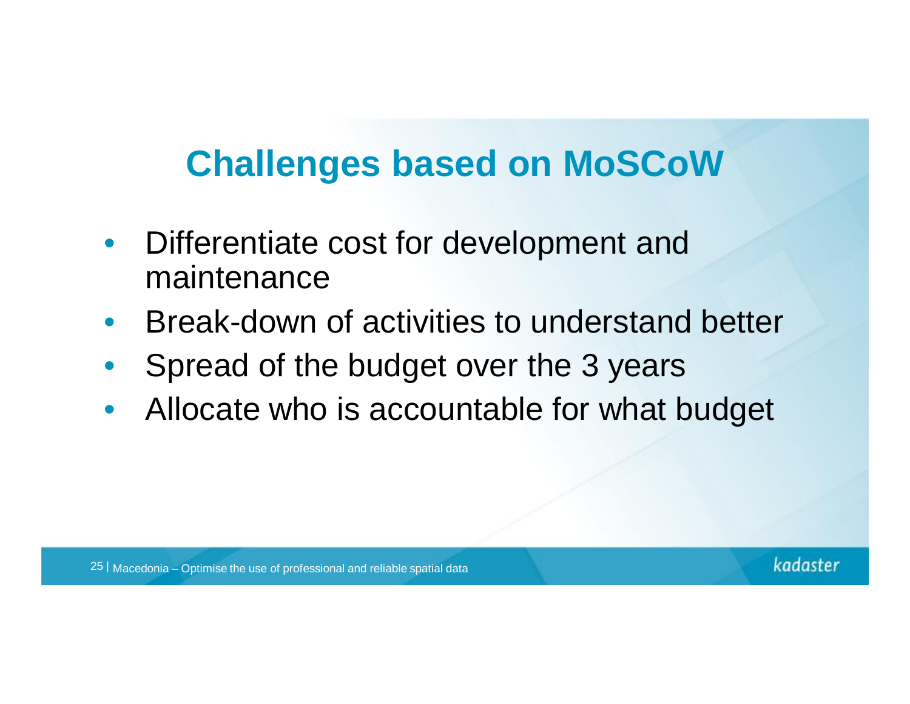# Challenges based on MoSCoW

- Differentiate cost for development and maintenance
- Break-down of activities to understand better
- Spread of the budget over the 3 years
- Allocate who is accountable for what budget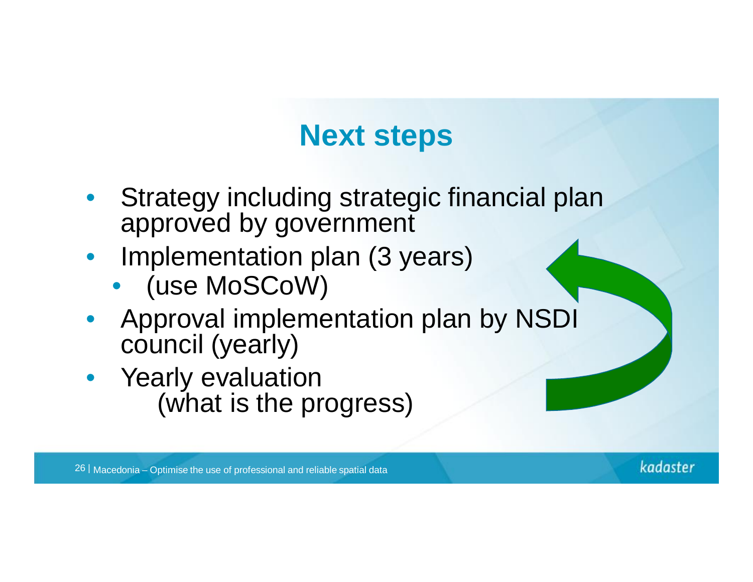# Next steps

- Strategy including strategic financial plan approved by government
- Implementation plan (3 years)
    - (use MoSCoW)
- Approval implementation plan by NSDI council (yearly)
- Yearly evaluation
  (what is the progress)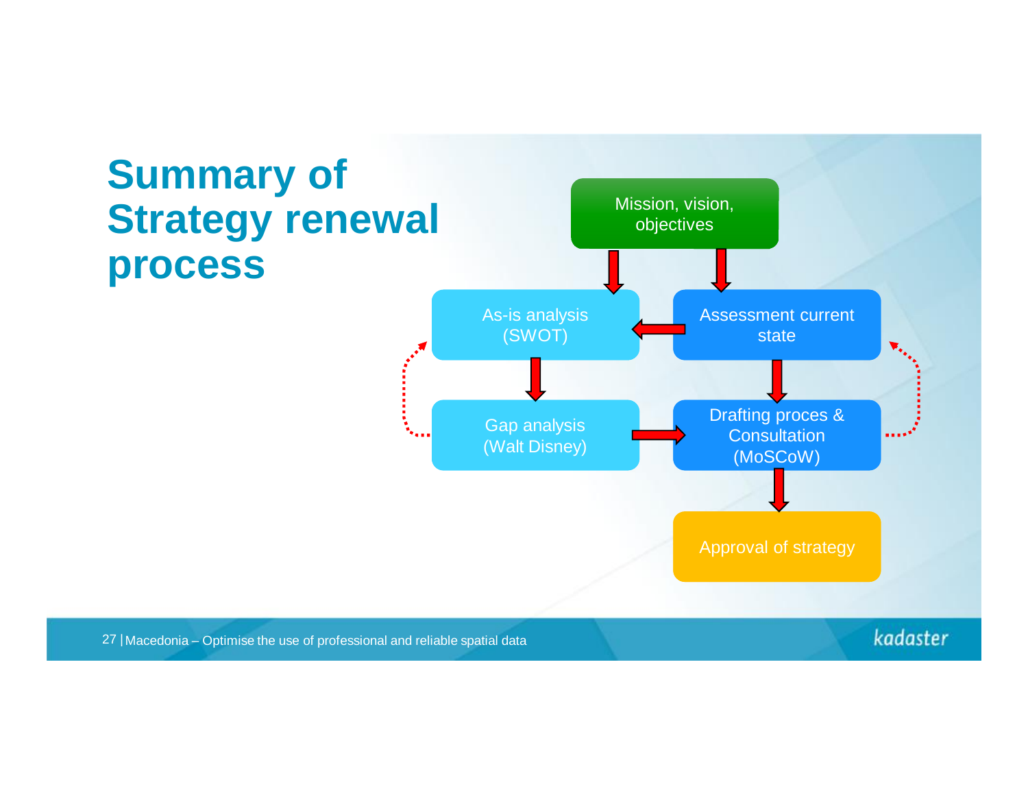# Summary of Strategy renewal process

Mission, vision, objectives

As-is analysis (SWOT)

Assessment current state

Gap analysis (Walt Disney)

Drafting proces & Consultation (MoSCoW)

Approval of strategy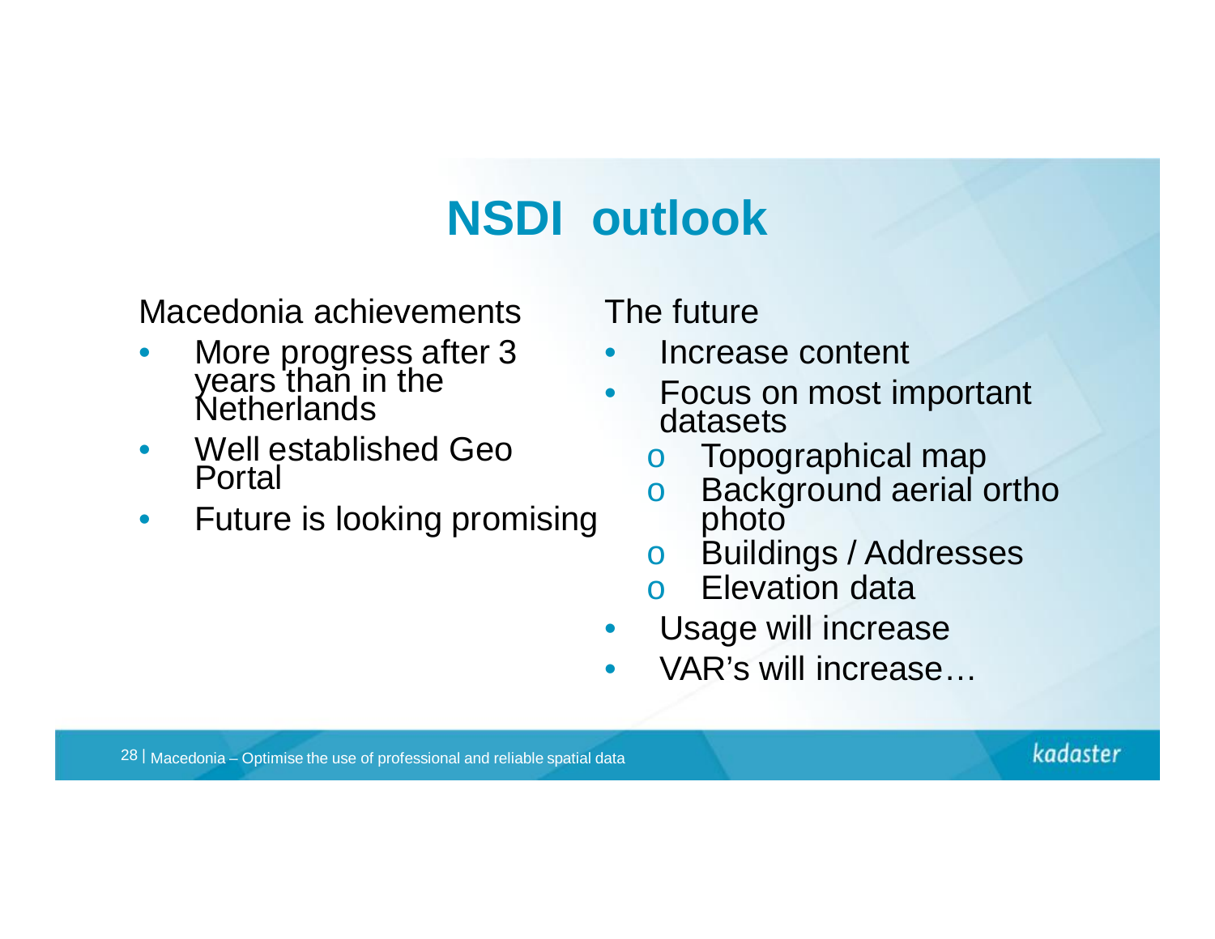# NSDI outlook

Macedonia achievements

- More progress after 3 years than in the Netherlands
- Well established Geo Portal
- Future is looking promising

The future

- Increase content
- Focus on most important datasets
  - Topographical map
  - Background aerial ortho photo
  - Buildings / Addresses
  - Elevation data
- Usage will increase
- VAR's will increase…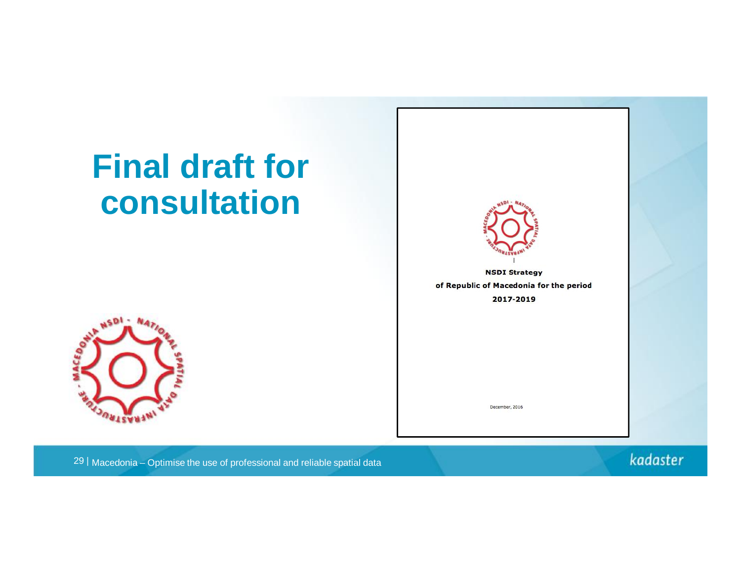# Final draft for consultation

NSDI Strategy

of Republic of Macedonia for the period

2017-2019

December, 2016